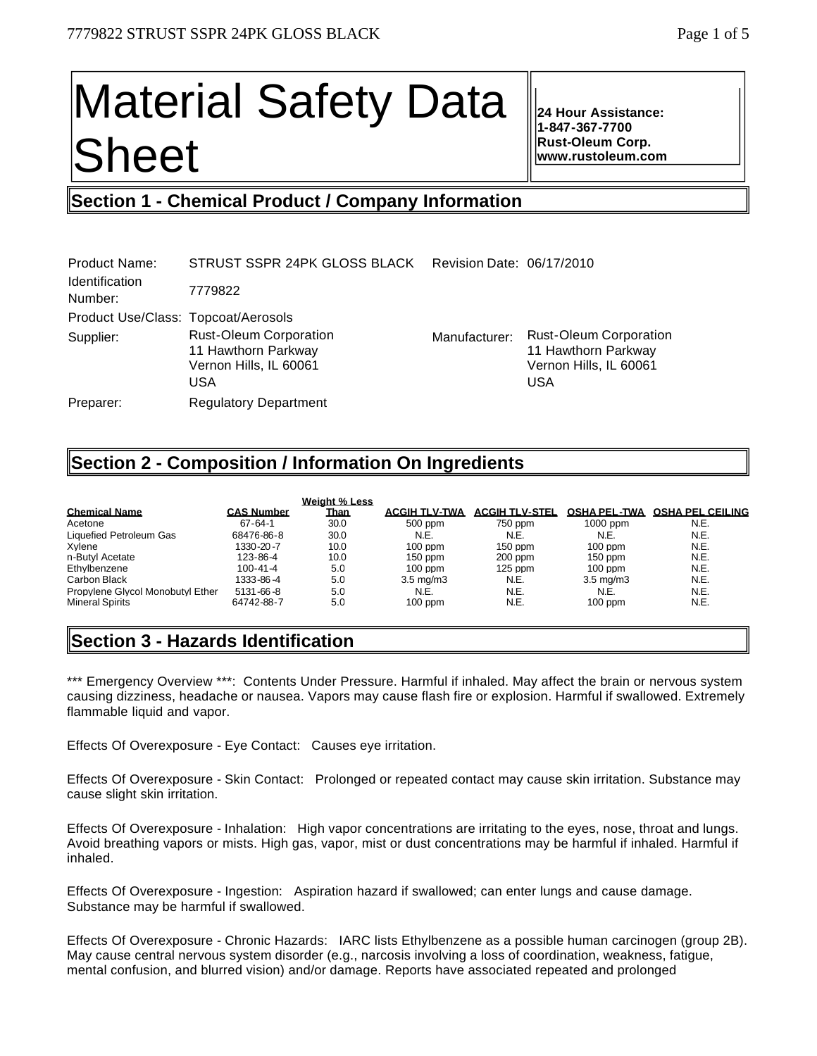# Material Safety Data Sheet

**24 Hour Assistance:**
**1-847-367-7700**
**Rust-Oleum Corp.**
**www.rustoleum.com**

## Section 1 - Chemical Product / Company Information

| | | | |
|---|---|---|---|
| Product Name: | STRUST SSPR 24PK GLOSS BLACK | Revision Date: | 06/17/2010 |
| Identification Number: | 7779822 | | |
| Product Use/Class: | Topcoat/Aerosols | | |
| Supplier: | Rust-Oleum Corporation<br>11 Hawthorn Parkway<br>Vernon Hills, IL 60061<br>USA | Manufacturer: | Rust-Oleum Corporation<br>11 Hawthorn Parkway<br>Vernon Hills, IL 60061<br>USA |
| Preparer: | Regulatory Department | | |

## Section 2 - Composition / Information On Ingredients

| Chemical Name | CAS Number | Weight % Less Than | ACGIH TLV-TWA | ACGIH TLV-STEL | OSHA PEL-TWA | OSHA PEL CEILING |
|---|---|---|---|---|---|---|
| Acetone | 67-64-1 | 30.0 | 500 ppm | 750 ppm | 1000 ppm | N.E. |
| Liquefied Petroleum Gas | 68476-86-8 | 30.0 | N.E. | N.E. | N.E. | N.E. |
| Xylene | 1330-20-7 | 10.0 | 100 ppm | 150 ppm | 100 ppm | N.E. |
| n-Butyl Acetate | 123-86-4 | 10.0 | 150 ppm | 200 ppm | 150 ppm | N.E. |
| Ethylbenzene | 100-41-4 | 5.0 | 100 ppm | 125 ppm | 100 ppm | N.E. |
| Carbon Black | 1333-86-4 | 5.0 | 3.5 mg/m3 | N.E. | 3.5 mg/m3 | N.E. |
| Propylene Glycol Monobutyl Ether | 5131-66-8 | 5.0 | N.E. | N.E. | N.E. | N.E. |
| Mineral Spirits | 64742-88-7 | 5.0 | 100 ppm | N.E. | 100 ppm | N.E. |

## Section 3 - Hazards Identification

*** Emergency Overview ***: Contents Under Pressure. Harmful if inhaled. May affect the brain or nervous system causing dizziness, headache or nausea. Vapors may cause flash fire or explosion. Harmful if swallowed. Extremely flammable liquid and vapor.

Effects Of Overexposure - Eye Contact: Causes eye irritation.

Effects Of Overexposure - Skin Contact: Prolonged or repeated contact may cause skin irritation. Substance may cause slight skin irritation.

Effects Of Overexposure - Inhalation: High vapor concentrations are irritating to the eyes, nose, throat and lungs. Avoid breathing vapors or mists. High gas, vapor, mist or dust concentrations may be harmful if inhaled. Harmful if inhaled.

Effects Of Overexposure - Ingestion: Aspiration hazard if swallowed; can enter lungs and cause damage. Substance may be harmful if swallowed.

Effects Of Overexposure - Chronic Hazards: IARC lists Ethylbenzene as a possible human carcinogen (group 2B). May cause central nervous system disorder (e.g., narcosis involving a loss of coordination, weakness, fatigue, mental confusion, and blurred vision) and/or damage. Reports have associated repeated and prolonged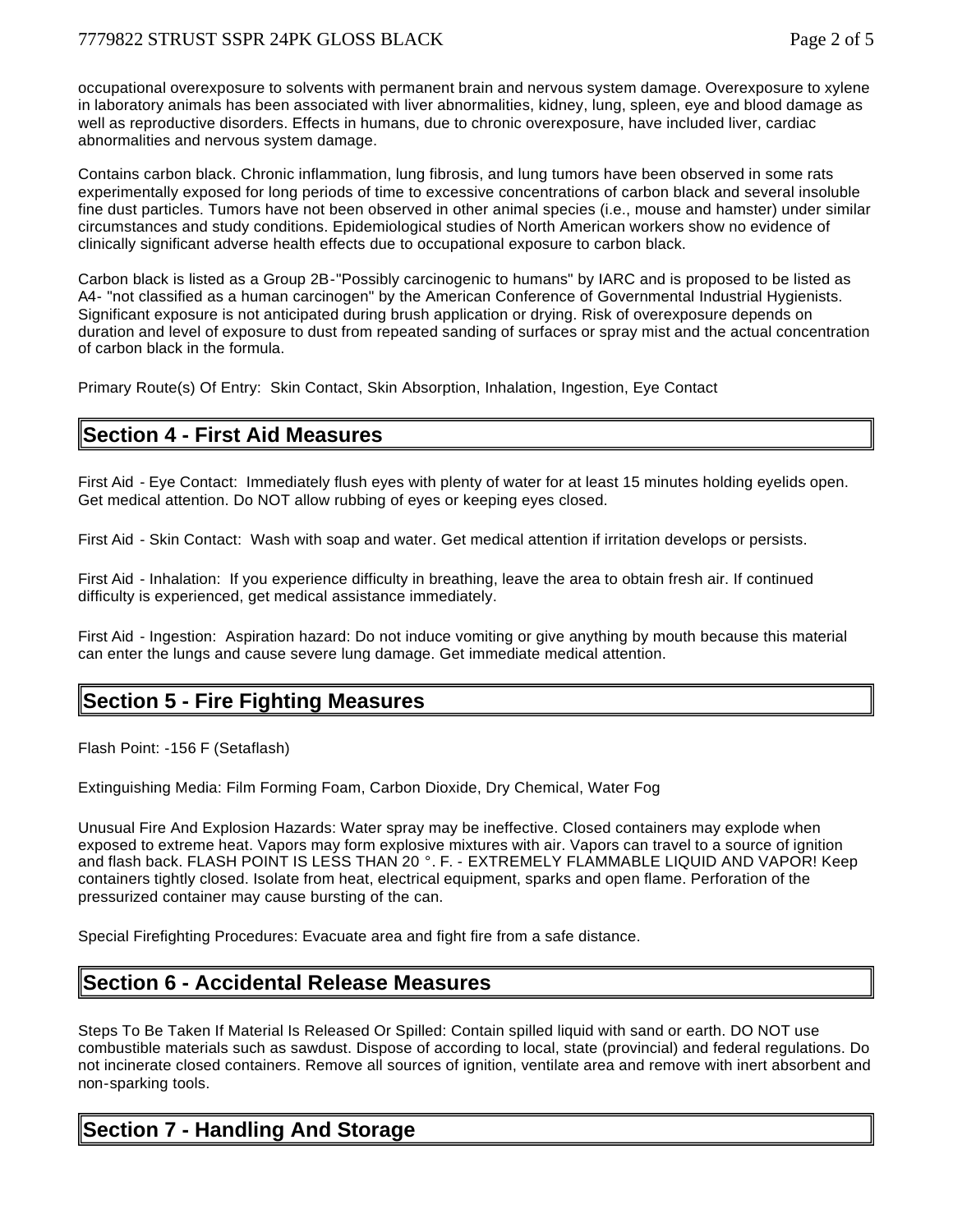occupational overexposure to solvents with permanent brain and nervous system damage. Overexposure to xylene in laboratory animals has been associated with liver abnormalities, kidney, lung, spleen, eye and blood damage as well as reproductive disorders. Effects in humans, due to chronic overexposure, have included liver, cardiac abnormalities and nervous system damage.

Contains carbon black. Chronic inflammation, lung fibrosis, and lung tumors have been observed in some rats experimentally exposed for long periods of time to excessive concentrations of carbon black and several insoluble fine dust particles. Tumors have not been observed in other animal species (i.e., mouse and hamster) under similar circumstances and study conditions. Epidemiological studies of North American workers show no evidence of clinically significant adverse health effects due to occupational exposure to carbon black.

Carbon black is listed as a Group 2B-"Possibly carcinogenic to humans" by IARC and is proposed to be listed as A4- "not classified as a human carcinogen" by the American Conference of Governmental Industrial Hygienists. Significant exposure is not anticipated during brush application or drying. Risk of overexposure depends on duration and level of exposure to dust from repeated sanding of surfaces or spray mist and the actual concentration of carbon black in the formula.

Primary Route(s) Of Entry: Skin Contact, Skin Absorption, Inhalation, Ingestion, Eye Contact

## Section 4 - First Aid Measures

First Aid - Eye Contact: Immediately flush eyes with plenty of water for at least 15 minutes holding eyelids open. Get medical attention. Do NOT allow rubbing of eyes or keeping eyes closed.

First Aid - Skin Contact: Wash with soap and water. Get medical attention if irritation develops or persists.

First Aid - Inhalation: If you experience difficulty in breathing, leave the area to obtain fresh air. If continued difficulty is experienced, get medical assistance immediately.

First Aid - Ingestion: Aspiration hazard: Do not induce vomiting or give anything by mouth because this material can enter the lungs and cause severe lung damage. Get immediate medical attention.

## Section 5 - Fire Fighting Measures

Flash Point: -156 F (Setaflash)

Extinguishing Media: Film Forming Foam, Carbon Dioxide, Dry Chemical, Water Fog

Unusual Fire And Explosion Hazards: Water spray may be ineffective. Closed containers may explode when exposed to extreme heat. Vapors may form explosive mixtures with air. Vapors can travel to a source of ignition and flash back. FLASH POINT IS LESS THAN 20 °. F. - EXTREMELY FLAMMABLE LIQUID AND VAPOR! Keep containers tightly closed. Isolate from heat, electrical equipment, sparks and open flame. Perforation of the pressurized container may cause bursting of the can.

Special Firefighting Procedures: Evacuate area and fight fire from a safe distance.

## Section 6 - Accidental Release Measures

Steps To Be Taken If Material Is Released Or Spilled: Contain spilled liquid with sand or earth. DO NOT use combustible materials such as sawdust. Dispose of according to local, state (provincial) and federal regulations. Do not incinerate closed containers. Remove all sources of ignition, ventilate area and remove with inert absorbent and non-sparking tools.

## Section 7 - Handling And Storage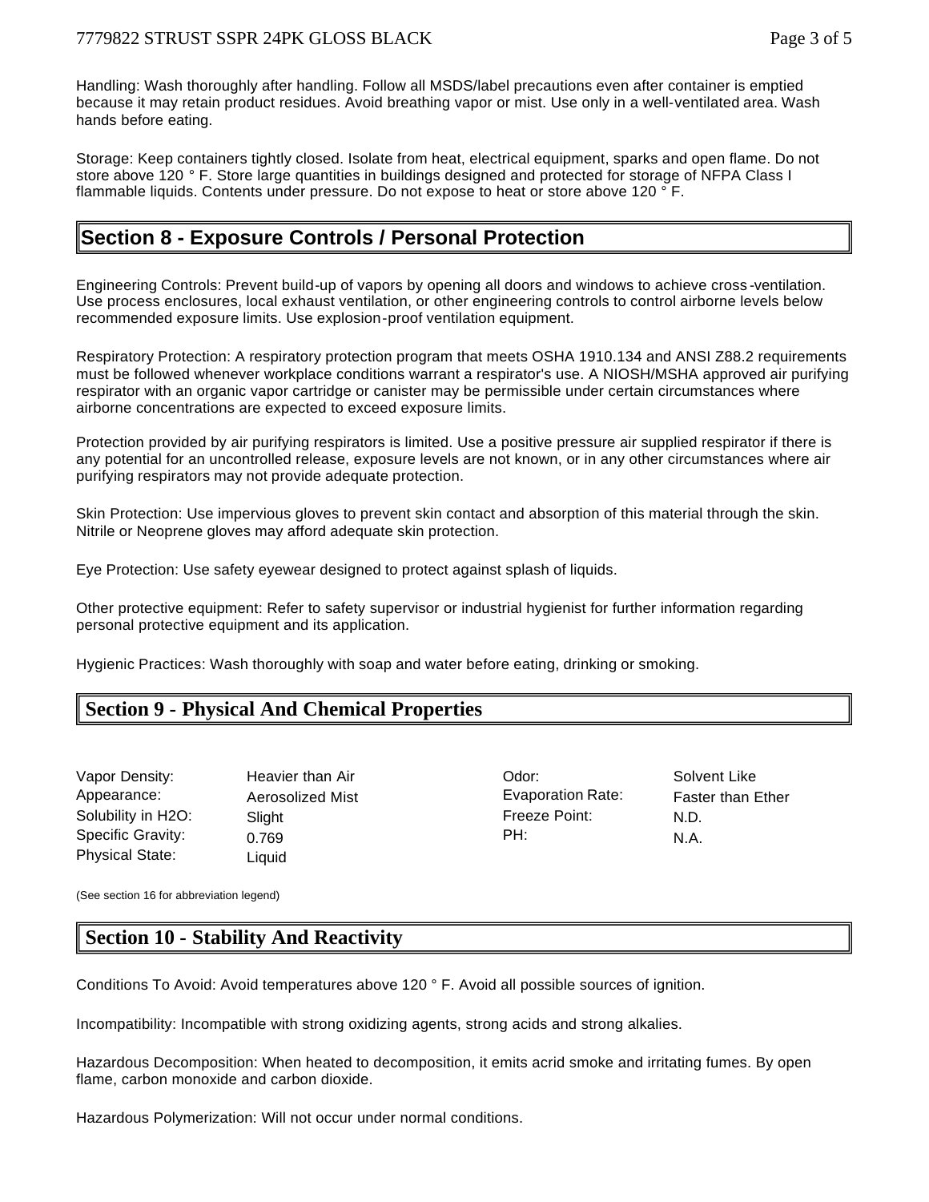Handling: Wash thoroughly after handling. Follow all MSDS/label precautions even after container is emptied because it may retain product residues. Avoid breathing vapor or mist. Use only in a well-ventilated area. Wash hands before eating.

Storage: Keep containers tightly closed. Isolate from heat, electrical equipment, sparks and open flame. Do not store above 120 ° F. Store large quantities in buildings designed and protected for storage of NFPA Class I flammable liquids. Contents under pressure. Do not expose to heat or store above 120 ° F.

## Section 8 - Exposure Controls / Personal Protection

Engineering Controls: Prevent build-up of vapors by opening all doors and windows to achieve cross-ventilation. Use process enclosures, local exhaust ventilation, or other engineering controls to control airborne levels below recommended exposure limits. Use explosion-proof ventilation equipment.

Respiratory Protection: A respiratory protection program that meets OSHA 1910.134 and ANSI Z88.2 requirements must be followed whenever workplace conditions warrant a respirator's use. A NIOSH/MSHA approved air purifying respirator with an organic vapor cartridge or canister may be permissible under certain circumstances where airborne concentrations are expected to exceed exposure limits.

Protection provided by air purifying respirators is limited. Use a positive pressure air supplied respirator if there is any potential for an uncontrolled release, exposure levels are not known, or in any other circumstances where air purifying respirators may not provide adequate protection.

Skin Protection: Use impervious gloves to prevent skin contact and absorption of this material through the skin. Nitrile or Neoprene gloves may afford adequate skin protection.

Eye Protection: Use safety eyewear designed to protect against splash of liquids.

Other protective equipment: Refer to safety supervisor or industrial hygienist for further information regarding personal protective equipment and its application.

Hygienic Practices: Wash thoroughly with soap and water before eating, drinking or smoking.

## Section 9 - Physical And Chemical Properties

| | | | |
|---|---|---|---|
| Vapor Density: | Heavier than Air | Odor: | Solvent Like |
| Appearance: | Aerosolized Mist | Evaporation Rate: | Faster than Ether |
| Solubility in H2O: | Slight | Freeze Point: | N.D. |
| Specific Gravity: | 0.769 | PH: | N.A. |
| Physical State: | Liquid | | |

(See section 16 for abbreviation legend)

## Section 10 - Stability And Reactivity

Conditions To Avoid: Avoid temperatures above 120 ° F. Avoid all possible sources of ignition.

Incompatibility: Incompatible with strong oxidizing agents, strong acids and strong alkalies.

Hazardous Decomposition: When heated to decomposition, it emits acrid smoke and irritating fumes. By open flame, carbon monoxide and carbon dioxide.

Hazardous Polymerization: Will not occur under normal conditions.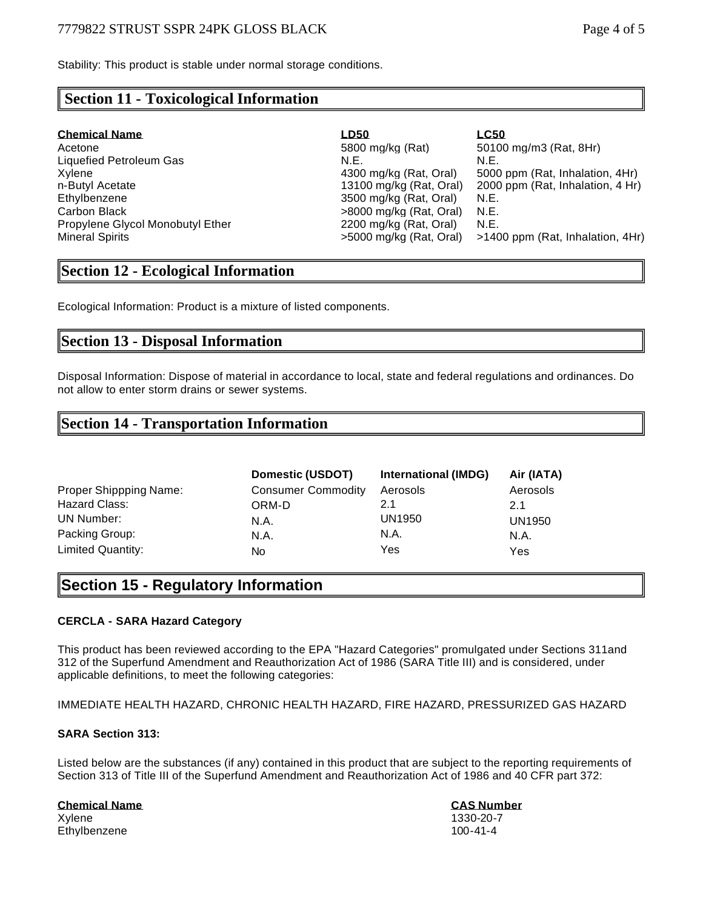Stability: This product is stable under normal storage conditions.

## Section 11 - Toxicological Information

| Chemical Name | LD50 | LC50 |
|---|---|---|
| Acetone | 5800 mg/kg (Rat) | 50100 mg/m3 (Rat, 8Hr) |
| Liquefied Petroleum Gas | N.E. | N.E. |
| Xylene | 4300 mg/kg (Rat, Oral) | 5000 ppm (Rat, Inhalation, 4Hr) |
| n-Butyl Acetate | 13100 mg/kg (Rat, Oral) | 2000 ppm (Rat, Inhalation, 4 Hr) |
| Ethylbenzene | 3500 mg/kg (Rat, Oral) | N.E. |
| Carbon Black | >8000 mg/kg (Rat, Oral) | N.E. |
| Propylene Glycol Monobutyl Ether | 2200 mg/kg (Rat, Oral) | N.E. |
| Mineral Spirits | >5000 mg/kg (Rat, Oral) | >1400 ppm (Rat, Inhalation, 4Hr) |

## Section 12 - Ecological Information

Ecological Information: Product is a mixture of listed components.

## Section 13 - Disposal Information

Disposal Information: Dispose of material in accordance to local, state and federal regulations and ordinances. Do not allow to enter storm drains or sewer systems.

## Section 14 - Transportation Information

| | Domestic (USDOT) | International (IMDG) | Air (IATA) |
|---|---|---|---|
| Proper Shippping Name: | Consumer Commodity | Aerosols | Aerosols |
| Hazard Class: | ORM-D | 2.1 | 2.1 |
| UN Number: | N.A. | UN1950 | UN1950 |
| Packing Group: | N.A. | N.A. | N.A. |
| Limited Quantity: | No | Yes | Yes |

## Section 15 - Regulatory Information

**CERCLA - SARA Hazard Category**

This product has been reviewed according to the EPA "Hazard Categories" promulgated under Sections 311and 312 of the Superfund Amendment and Reauthorization Act of 1986 (SARA Title III) and is considered, under applicable definitions, to meet the following categories:

IMMEDIATE HEALTH HAZARD, CHRONIC HEALTH HAZARD, FIRE HAZARD, PRESSURIZED GAS HAZARD

**SARA Section 313:**

Listed below are the substances (if any) contained in this product that are subject to the reporting requirements of Section 313 of Title III of the Superfund Amendment and Reauthorization Act of 1986 and 40 CFR part 372:

| Chemical Name | CAS Number |
|---|---|
| Xylene | 1330-20-7 |
| Ethylbenzene | 100-41-4 |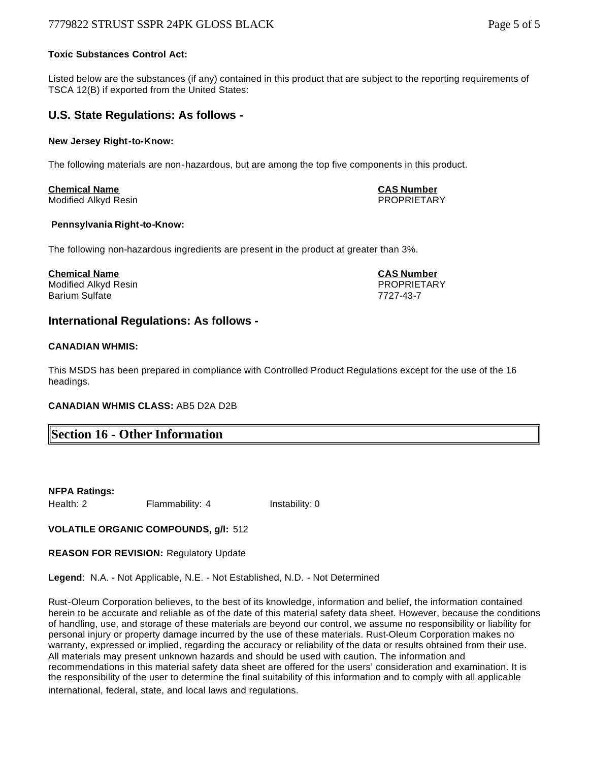**Toxic Substances Control Act:**

Listed below are the substances (if any) contained in this product that are subject to the reporting requirements of TSCA 12(B) if exported from the United States:

## U.S. State Regulations: As follows -

**New Jersey Right-to-Know:**

The following materials are non-hazardous, but are among the top five components in this product.

| Chemical Name | CAS Number |
|---|---|
| Modified Alkyd Resin | PROPRIETARY |

**Pennsylvania Right-to-Know:**

The following non-hazardous ingredients are present in the product at greater than 3%.

| Chemical Name | CAS Number |
|---|---|
| Modified Alkyd Resin | PROPRIETARY |
| Barium Sulfate | 7727-43-7 |

## International Regulations: As follows -

**CANADIAN WHMIS:**

This MSDS has been prepared in compliance with Controlled Product Regulations except for the use of the 16 headings.

**CANADIAN WHMIS CLASS:** AB5 D2A D2B

## Section 16 - Other Information

**NFPA Ratings:**

Health: 2 Flammability: 4 Instability: 0

**VOLATILE ORGANIC COMPOUNDS, g/l:** 512

**REASON FOR REVISION:** Regulatory Update

**Legend**: N.A. - Not Applicable, N.E. - Not Established, N.D. - Not Determined

Rust-Oleum Corporation believes, to the best of its knowledge, information and belief, the information contained herein to be accurate and reliable as of the date of this material safety data sheet. However, because the conditions of handling, use, and storage of these materials are beyond our control, we assume no responsibility or liability for personal injury or property damage incurred by the use of these materials. Rust-Oleum Corporation makes no warranty, expressed or implied, regarding the accuracy or reliability of the data or results obtained from their use. All materials may present unknown hazards and should be used with caution. The information and recommendations in this material safety data sheet are offered for the users' consideration and examination. It is the responsibility of the user to determine the final suitability of this information and to comply with all applicable international, federal, state, and local laws and regulations.